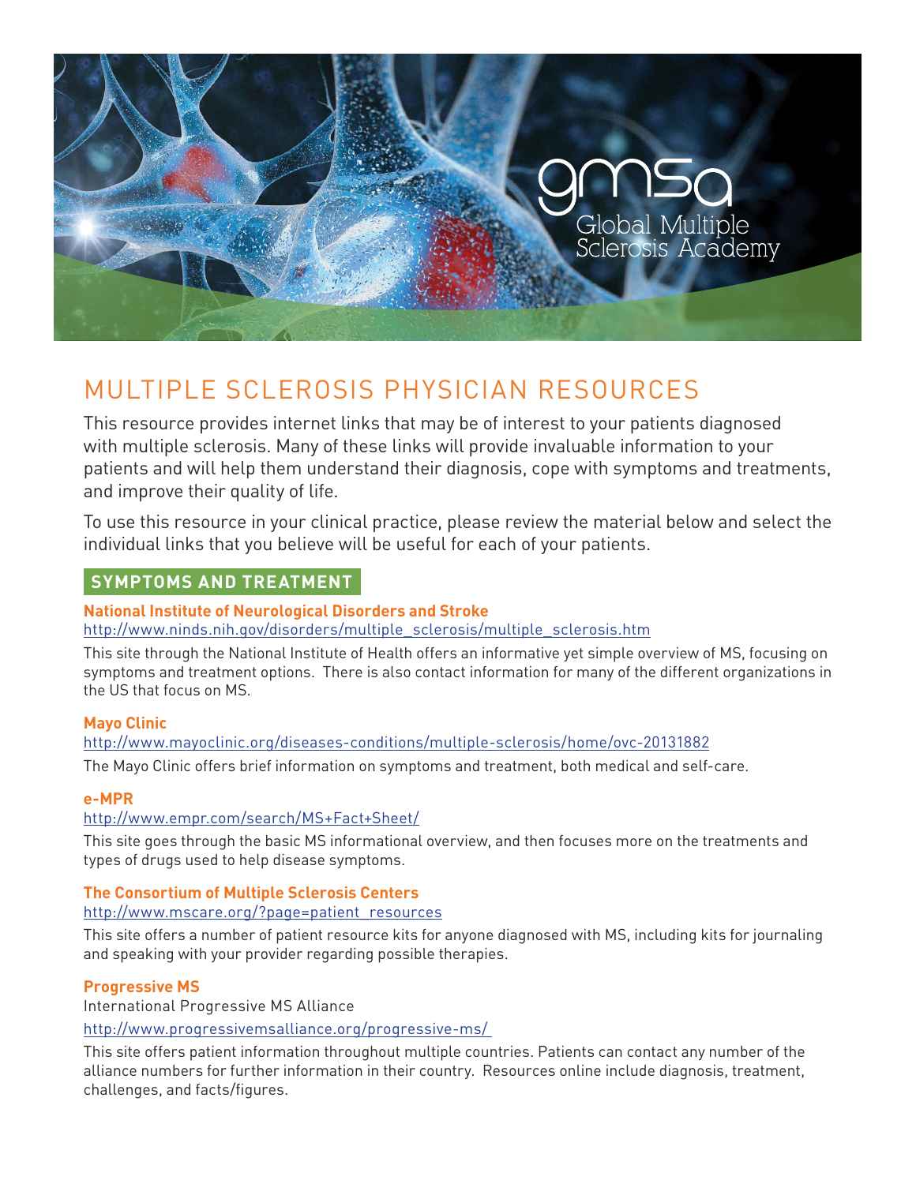# MULTIPLE SCLEROSIS PHYSICIAN RESOURCES

This resource provides internet links that may be of interest to your patients diagnosed with multiple sclerosis. Many of these links will provide invaluable information to your patients and will help them understand their diagnosis, cope with symptoms and treatments, and improve their quality of life.

To use this resource in your clinical practice, please review the material below and select the individual links that you believe will be useful for each of your patients.

## SYMPTOMS AND TREATMENT

### National Institute of Neurological Disorders and Stroke

http://www.ninds.nih.gov/disorders/multiple_sclerosis/multiple_sclerosis.htm

This site through the National Institute of Health offers an informative yet simple overview of MS, focusing on symptoms and treatment options. There is also contact information for many of the different organizations in the US that focus on MS.

### Mayo Clinic

http://www.mayoclinic.org/diseases-conditions/multiple-sclerosis/home/ovc-20131882

The Mayo Clinic offers brief information on symptoms and treatment, both medical and self-care.

### e-MPR

http://www.empr.com/search/MS+Fact+Sheet/

This site goes through the basic MS informational overview, and then focuses more on the treatments and types of drugs used to help disease symptoms.

### The Consortium of Multiple Sclerosis Centers

http://www.mscare.org/?page=patient_resources

This site offers a number of patient resource kits for anyone diagnosed with MS, including kits for journaling and speaking with your provider regarding possible therapies.

### Progressive MS

International Progressive MS Alliance

http://www.progressivemsalliance.org/progressive-ms/

This site offers patient information throughout multiple countries. Patients can contact any number of the alliance numbers for further information in their country. Resources online include diagnosis, treatment, challenges, and facts/figures.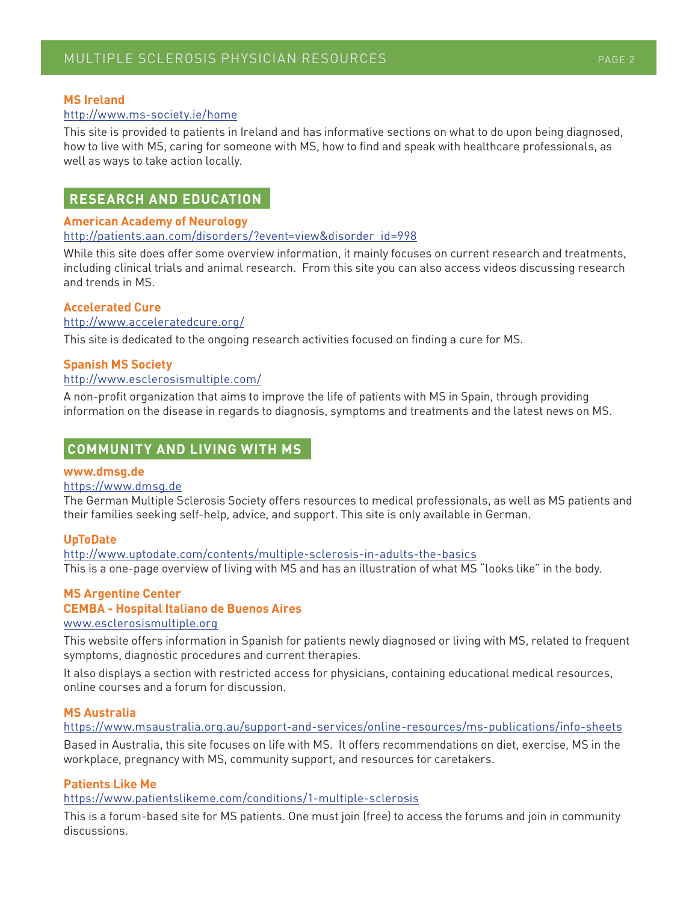### MS Ireland

http://www.ms-society.ie/home

This site is provided to patients in Ireland and has informative sections on what to do upon being diagnosed, how to live with MS, caring for someone with MS, how to find and speak with healthcare professionals, as well as ways to take action locally.

## RESEARCH AND EDUCATION

### American Academy of Neurology

http://patients.aan.com/disorders/?event=view&disorder_id=998

While this site does offer some overview information, it mainly focuses on current research and treatments, including clinical trials and animal research.  From this site you can also access videos discussing research and trends in MS.

### Accelerated Cure

http://www.acceleratedcure.org/

This site is dedicated to the ongoing research activities focused on finding a cure for MS.

### Spanish MS Society

http://www.esclerosismultiple.com/

A non-profit organization that aims to improve the life of patients with MS in Spain, through providing information on the disease in regards to diagnosis, symptoms and treatments and the latest news on MS.

## COMMUNITY AND LIVING WITH MS

### www.dmsg.de

https://www.dmsg.de

The German Multiple Sclerosis Society offers resources to medical professionals, as well as MS patients and their families seeking self-help, advice, and support. This site is only available in German.

### UpToDate

http://www.uptodate.com/contents/multiple-sclerosis-in-adults-the-basics

This is a one-page overview of living with MS and has an illustration of what MS "looks like" in the body.

### MS Argentine Center
### CEMBA - Hospital Italiano de Buenos Aires

www.esclerosismultiple.org

This website offers information in Spanish for patients newly diagnosed or living with MS, related to frequent symptoms, diagnostic procedures and current therapies.

It also displays a section with restricted access for physicians, containing educational medical resources, online courses and a forum for discussion.

### MS Australia

https://www.msaustralia.org.au/support-and-services/online-resources/ms-publications/info-sheets

Based in Australia, this site focuses on life with MS.  It offers recommendations on diet, exercise, MS in the workplace, pregnancy with MS, community support, and resources for caretakers.

### Patients Like Me

https://www.patientslikeme.com/conditions/1-multiple-sclerosis

This is a forum-based site for MS patients. One must join (free) to access the forums and join in community discussions.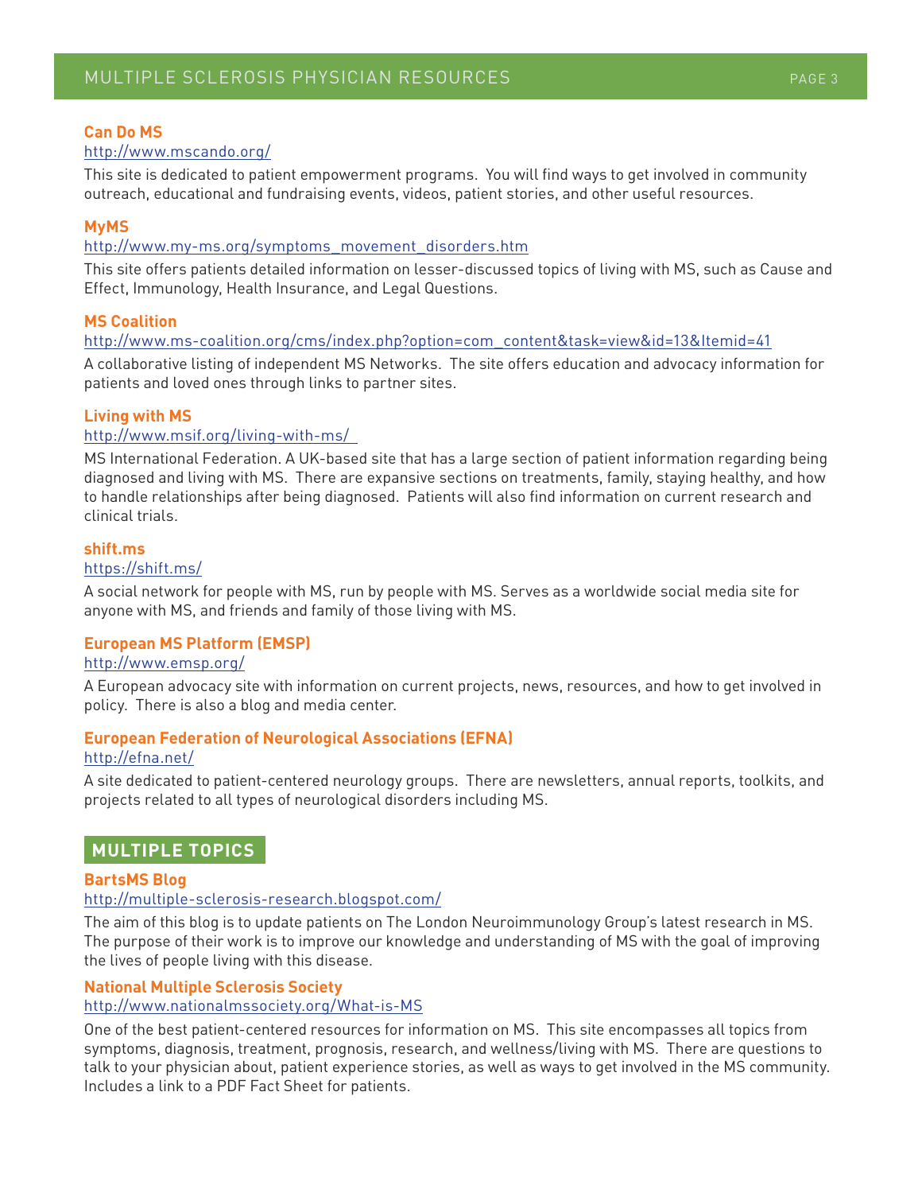**Can Do MS**

http://www.mscando.org/

This site is dedicated to patient empowerment programs. You will find ways to get involved in community outreach, educational and fundraising events, videos, patient stories, and other useful resources.

**MyMS**

http://www.my-ms.org/symptoms_movement_disorders.htm

This site offers patients detailed information on lesser-discussed topics of living with MS, such as Cause and Effect, Immunology, Health Insurance, and Legal Questions.

**MS Coalition**

http://www.ms-coalition.org/cms/index.php?option=com_content&task=view&id=13&Itemid=41

A collaborative listing of independent MS Networks. The site offers education and advocacy information for patients and loved ones through links to partner sites.

**Living with MS**

http://www.msif.org/living-with-ms/

MS International Federation. A UK-based site that has a large section of patient information regarding being diagnosed and living with MS. There are expansive sections on treatments, family, staying healthy, and how to handle relationships after being diagnosed. Patients will also find information on current research and clinical trials.

**shift.ms**

https://shift.ms/

A social network for people with MS, run by people with MS. Serves as a worldwide social media site for anyone with MS, and friends and family of those living with MS.

**European MS Platform (EMSP)**

http://www.emsp.org/

A European advocacy site with information on current projects, news, resources, and how to get involved in policy. There is also a blog and media center.

**European Federation of Neurological Associations (EFNA)**

http://efna.net/

A site dedicated to patient-centered neurology groups. There are newsletters, annual reports, toolkits, and projects related to all types of neurological disorders including MS.

## MULTIPLE TOPICS

**BartsMS Blog**

http://multiple-sclerosis-research.blogspot.com/

The aim of this blog is to update patients on The London Neuroimmunology Group's latest research in MS. The purpose of their work is to improve our knowledge and understanding of MS with the goal of improving the lives of people living with this disease.

**National Multiple Sclerosis Society**

http://www.nationalmssociety.org/What-is-MS

One of the best patient-centered resources for information on MS. This site encompasses all topics from symptoms, diagnosis, treatment, prognosis, research, and wellness/living with MS. There are questions to talk to your physician about, patient experience stories, as well as ways to get involved in the MS community. Includes a link to a PDF Fact Sheet for patients.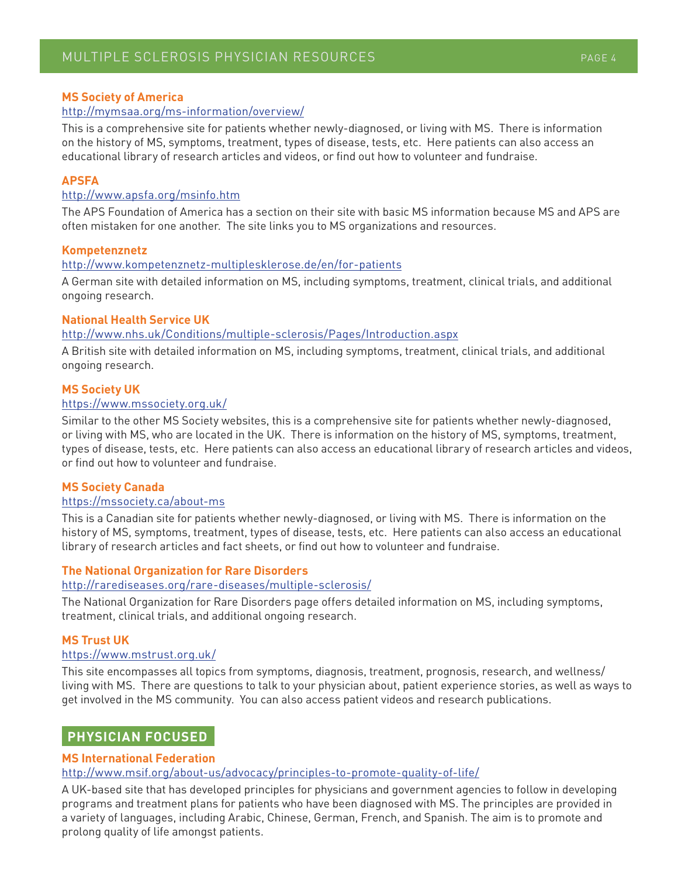### MS Society of America

http://mymsaa.org/ms-information/overview/

This is a comprehensive site for patients whether newly-diagnosed, or living with MS. There is information on the history of MS, symptoms, treatment, types of disease, tests, etc. Here patients can also access an educational library of research articles and videos, or find out how to volunteer and fundraise.

### APSFA

http://www.apsfa.org/msinfo.htm

The APS Foundation of America has a section on their site with basic MS information because MS and APS are often mistaken for one another. The site links you to MS organizations and resources.

### Kompetenznetz

http://www.kompetenznetz-multiplesklerose.de/en/for-patients

A German site with detailed information on MS, including symptoms, treatment, clinical trials, and additional ongoing research.

### National Health Service UK

http://www.nhs.uk/Conditions/multiple-sclerosis/Pages/Introduction.aspx

A British site with detailed information on MS, including symptoms, treatment, clinical trials, and additional ongoing research.

### MS Society UK

https://www.mssociety.org.uk/

Similar to the other MS Society websites, this is a comprehensive site for patients whether newly-diagnosed, or living with MS, who are located in the UK. There is information on the history of MS, symptoms, treatment, types of disease, tests, etc. Here patients can also access an educational library of research articles and videos, or find out how to volunteer and fundraise.

### MS Society Canada

https://mssociety.ca/about-ms

This is a Canadian site for patients whether newly-diagnosed, or living with MS. There is information on the history of MS, symptoms, treatment, types of disease, tests, etc. Here patients can also access an educational library of research articles and fact sheets, or find out how to volunteer and fundraise.

### The National Organization for Rare Disorders

http://rarediseases.org/rare-diseases/multiple-sclerosis/

The National Organization for Rare Disorders page offers detailed information on MS, including symptoms, treatment, clinical trials, and additional ongoing research.

### MS Trust UK

https://www.mstrust.org.uk/

This site encompasses all topics from symptoms, diagnosis, treatment, prognosis, research, and wellness/living with MS. There are questions to talk to your physician about, patient experience stories, as well as ways to get involved in the MS community. You can also access patient videos and research publications.

## PHYSICIAN FOCUSED

### MS International Federation

http://www.msif.org/about-us/advocacy/principles-to-promote-quality-of-life/

A UK-based site that has developed principles for physicians and government agencies to follow in developing programs and treatment plans for patients who have been diagnosed with MS. The principles are provided in a variety of languages, including Arabic, Chinese, German, French, and Spanish. The aim is to promote and prolong quality of life amongst patients.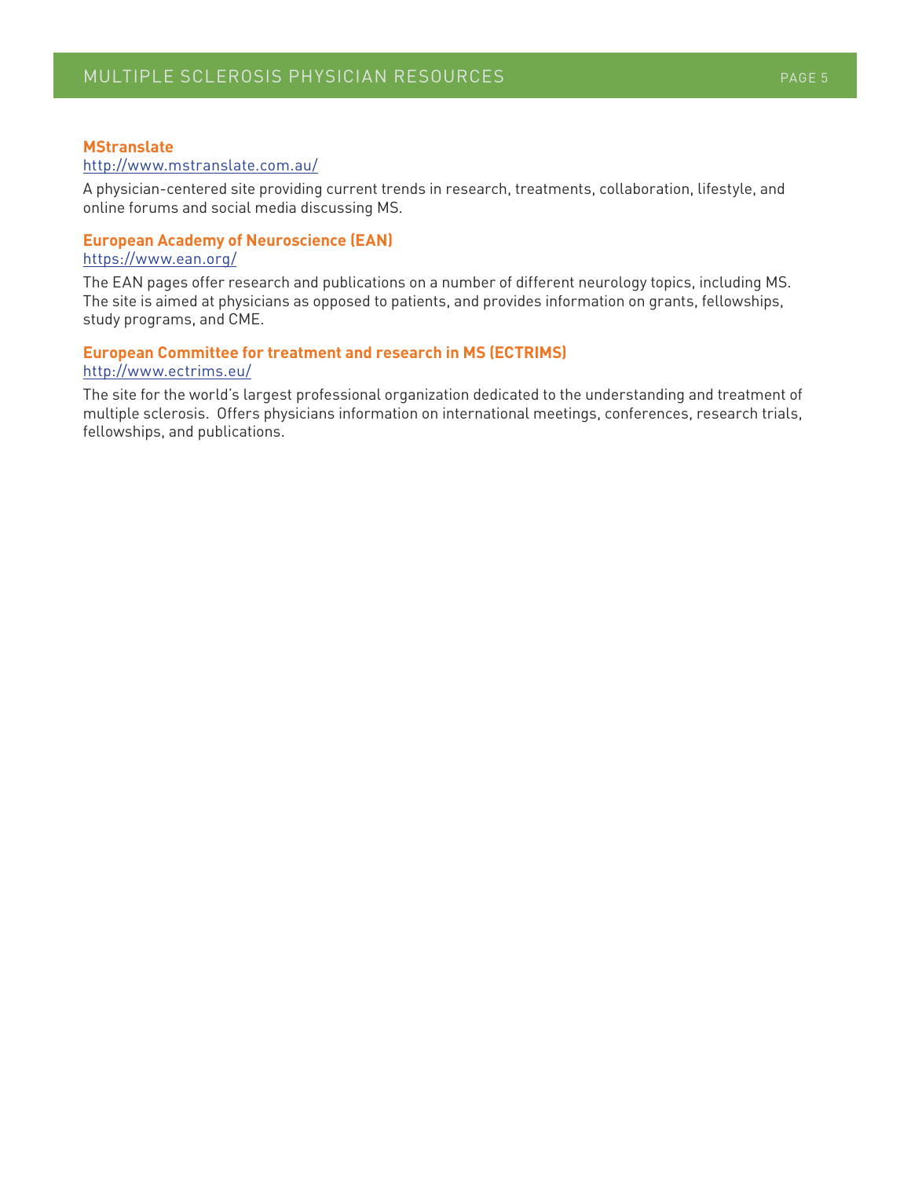### MStranslate

http://www.mstranslate.com.au/

A physician-centered site providing current trends in research, treatments, collaboration, lifestyle, and online forums and social media discussing MS.

### European Academy of Neuroscience (EAN)

https://www.ean.org/

The EAN pages offer research and publications on a number of different neurology topics, including MS. The site is aimed at physicians as opposed to patients, and provides information on grants, fellowships, study programs, and CME.

### European Committee for treatment and research in MS (ECTRIMS)

http://www.ectrims.eu/

The site for the world's largest professional organization dedicated to the understanding and treatment of multiple sclerosis. Offers physicians information on international meetings, conferences, research trials, fellowships, and publications.